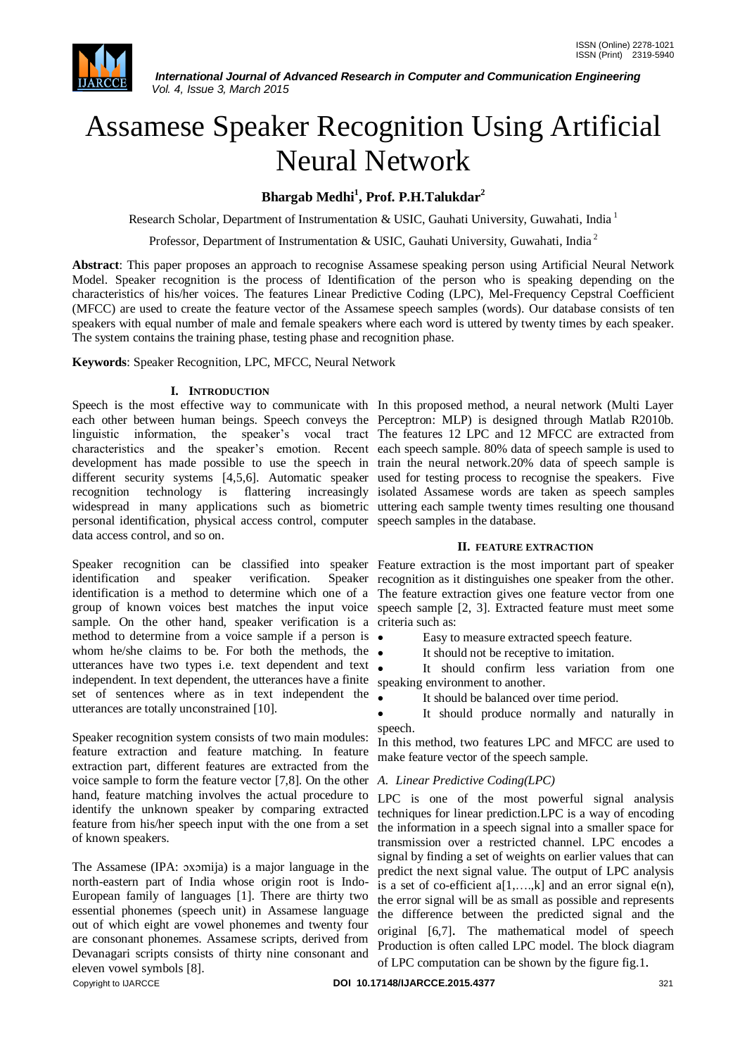# Assamese Speaker Recognition Using Artificial Neural Network

**Bhargab Medhi[1], Prof. P.H.Talukdar[2]**

Research Scholar, Department of Instrumentation & USIC, Gauhati University, Guwahati, India [1]

Professor, Department of Instrumentation & USIC, Gauhati University, Guwahati, India [2]

**Abstract**: This paper proposes an approach to recognise Assamese speaking person using Artificial Neural Network Model. Speaker recognition is the process of Identification of the person who is speaking depending on the characteristics of his/her voices. The features Linear Predictive Coding (LPC), Mel-Frequency Cepstral Coefficient (MFCC) are used to create the feature vector of the Assamese speech samples (words). Our database consists of ten speakers with equal number of male and female speakers where each word is uttered by twenty times by each speaker. The system contains the training phase, testing phase and recognition phase.

**Keywords**: Speaker Recognition, LPC, MFCC, Neural Network

## I. INTRODUCTION

Speech is the most effective way to communicate with each other between human beings. Speech conveys the linguistic information, the speaker's vocal tract characteristics and the speaker's emotion. Recent development has made possible to use the speech in different security systems [4,5,6]. Automatic speaker recognition technology is flattering increasingly widespread in many applications such as biometric personal identification, physical access control, computer data access control, and so on.

Speaker recognition can be classified into speaker identification and speaker verification. Speaker identification is a method to determine which one of a group of known voices best matches the input voice sample. On the other hand, speaker verification is a method to determine from a voice sample if a person is whom he/she claims to be. For both the methods, the utterances have two types i.e. text dependent and text independent. In text dependent, the utterances have a finite set of sentences where as in text independent the utterances are totally unconstrained [10].

Speaker recognition system consists of two main modules: feature extraction and feature matching. In feature extraction part, different features are extracted from the voice sample to form the feature vector [7,8]. On the other hand, feature matching involves the actual procedure to identify the unknown speaker by comparing extracted feature from his/her speech input with the one from a set of known speakers.

The Assamese (IPA: ɔxɔmija) is a major language in the north-eastern part of India whose origin root is Indo-European family of languages [1]. There are thirty two essential phonemes (speech unit) in Assamese language out of which eight are vowel phonemes and twenty four are consonant phonemes. Assamese scripts, derived from Devanagari scripts consists of thirty nine consonant and eleven vowel symbols [8].

In this proposed method, a neural network (Multi Layer Perceptron: MLP) is designed through Matlab R2010b. The features 12 LPC and 12 MFCC are extracted from each speech sample. 80% data of speech sample is used to train the neural network.20% data of speech sample is used for testing process to recognise the speakers. Five isolated Assamese words are taken as speech samples uttering each sample twenty times resulting one thousand speech samples in the database.

## II. FEATURE EXTRACTION

Feature extraction is the most important part of speaker recognition as it distinguishes one speaker from the other. The feature extraction gives one feature vector from one speech sample [2, 3]. Extracted feature must meet some criteria such as:

- Easy to measure extracted speech feature.
- It should not be receptive to imitation.
- It should confirm less variation from one speaking environment to another.
- It should be balanced over time period.
- It should produce normally and naturally in speech.

In this method, two features LPC and MFCC are used to make feature vector of the speech sample.

### *A. Linear Predictive Coding(LPC)*

LPC is one of the most powerful signal analysis techniques for linear prediction.LPC is a way of encoding the information in a speech signal into a smaller space for transmission over a restricted channel. LPC encodes a signal by finding a set of weights on earlier values that can predict the next signal value. The output of LPC analysis is a set of co-efficient $a[1,\ldots,k]$ and an error signal $e(n)$, the error signal will be as small as possible and represents the difference between the predicted signal and the original [6,7]. The mathematical model of speech Production is often called LPC model. The block diagram of LPC computation can be shown by the figure fig.1.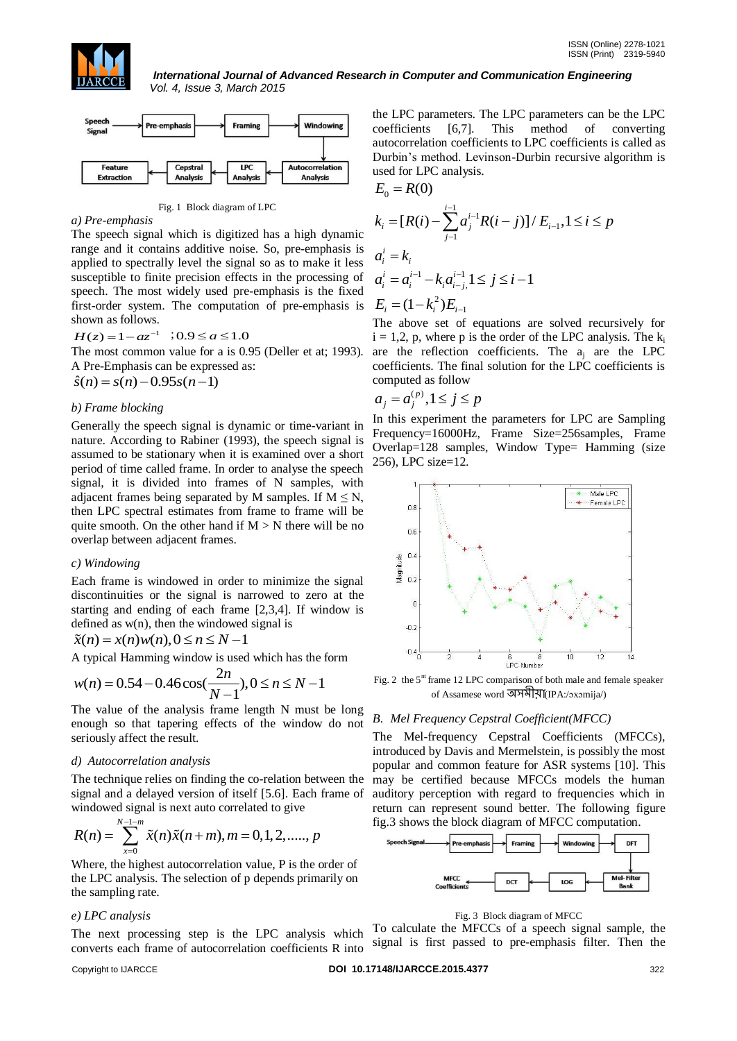Fig. 1 Block diagram of LPC

*a) Pre-emphasis*

The speech signal which is digitized has a high dynamic range and it contains additive noise. So, pre-emphasis is applied to spectrally level the signal so as to make it less susceptible to finite precision effects in the processing of speech. The most widely used pre-emphasis is the fixed first-order system. The computation of pre-emphasis is shown as follows.

$$H(z) = 1 - az^{-1} \quad ; 0.9 \leq a \leq 1.0$$

The most common value for a is 0.95 (Deller et at; 1993). A Pre-Emphasis can be expressed as:

$$\hat{s}(n) = s(n) - 0.95s(n-1)$$

*b) Frame blocking*

Generally the speech signal is dynamic or time-variant in nature. According to Rabiner (1993), the speech signal is assumed to be stationary when it is examined over a short period of time called frame. In order to analyse the speech signal, it is divided into frames of N samples, with adjacent frames being separated by M samples. If M ≤ N, then LPC spectral estimates from frame to frame will be quite smooth. On the other hand if M > N there will be no overlap between adjacent frames.

*c) Windowing*

Each frame is windowed in order to minimize the signal discontinuities or the signal is narrowed to zero at the starting and ending of each frame [2,3,4]. If window is defined as w(n), then the windowed signal is

$$\tilde{x}(n) = x(n)w(n), 0 \leq n \leq N-1$$

A typical Hamming window is used which has the form

$$w(n) = 0.54 - 0.46\cos(\frac{2n}{N-1}), 0 \leq n \leq N-1$$

The value of the analysis frame length N must be long enough so that tapering effects of the window do not seriously affect the result.

*d) Autocorrelation analysis*

The technique relies on finding the co-relation between the signal and a delayed version of itself [5.6]. Each frame of windowed signal is next auto correlated to give

$$R(n) = \sum_{x=0}^{N-1-m} \tilde{x}(n)\tilde{x}(n+m), m = 0,1,2,....., p$$

Where, the highest autocorrelation value, P is the order of the LPC analysis. The selection of p depends primarily on the sampling rate.

*e) LPC analysis*

The next processing step is the LPC analysis which converts each frame of autocorrelation coefficients R into the LPC parameters. The LPC parameters can be the LPC coefficients [6,7]. This method of converting autocorrelation coefficients to LPC coefficients is called as Durbin's method. Levinson-Durbin recursive algorithm is used for LPC analysis.

$$E_0 = R(0)$$

$$k_i = [R(i) - \sum_{j-1}^{i-1} a_j^{i-1} R(i-j)] / E_{i-1}, 1 \leq i \leq p$$

$$a_i^i = k_i$$

$$a_i^i = a_i^{i-1} - k_i a_{i-j,}^{i-1} 1 \leq j \leq i-1$$

$$E_i = (1-k_i^2)E_{i-1}$$

The above set of equations are solved recursively for i = 1,2, p, where p is the order of the LPC analysis. The $k_i$ are the reflection coefficients. The $a_j$ are the LPC coefficients. The final solution for the LPC coefficients is computed as follow

$$a_j = a_j^{(p)}, 1 \leq j \leq p$$

In this experiment the parameters for LPC are Sampling Frequency=16000Hz, Frame Size=256samples, Frame Overlap=128 samples, Window Type= Hamming (size 256), LPC size=12.

Fig. 2 the 5[st] frame 12 LPC comparison of both male and female speaker of Assamese word অসমীয়া(IPA:/ɔxɔmija/)

## B. Mel Frequency Cepstral Coefficient(MFCC)

The Mel-frequency Cepstral Coefficients (MFCCs), introduced by Davis and Mermelstein, is possibly the most popular and common feature for ASR systems [10]. This may be certified because MFCCs models the human auditory perception with regard to frequencies which in return can represent sound better. The following figure fig.3 shows the block diagram of MFCC computation.

Fig. 3 Block diagram of MFCC

To calculate the MFCCs of a speech signal sample, the signal is first passed to pre-emphasis filter. Then the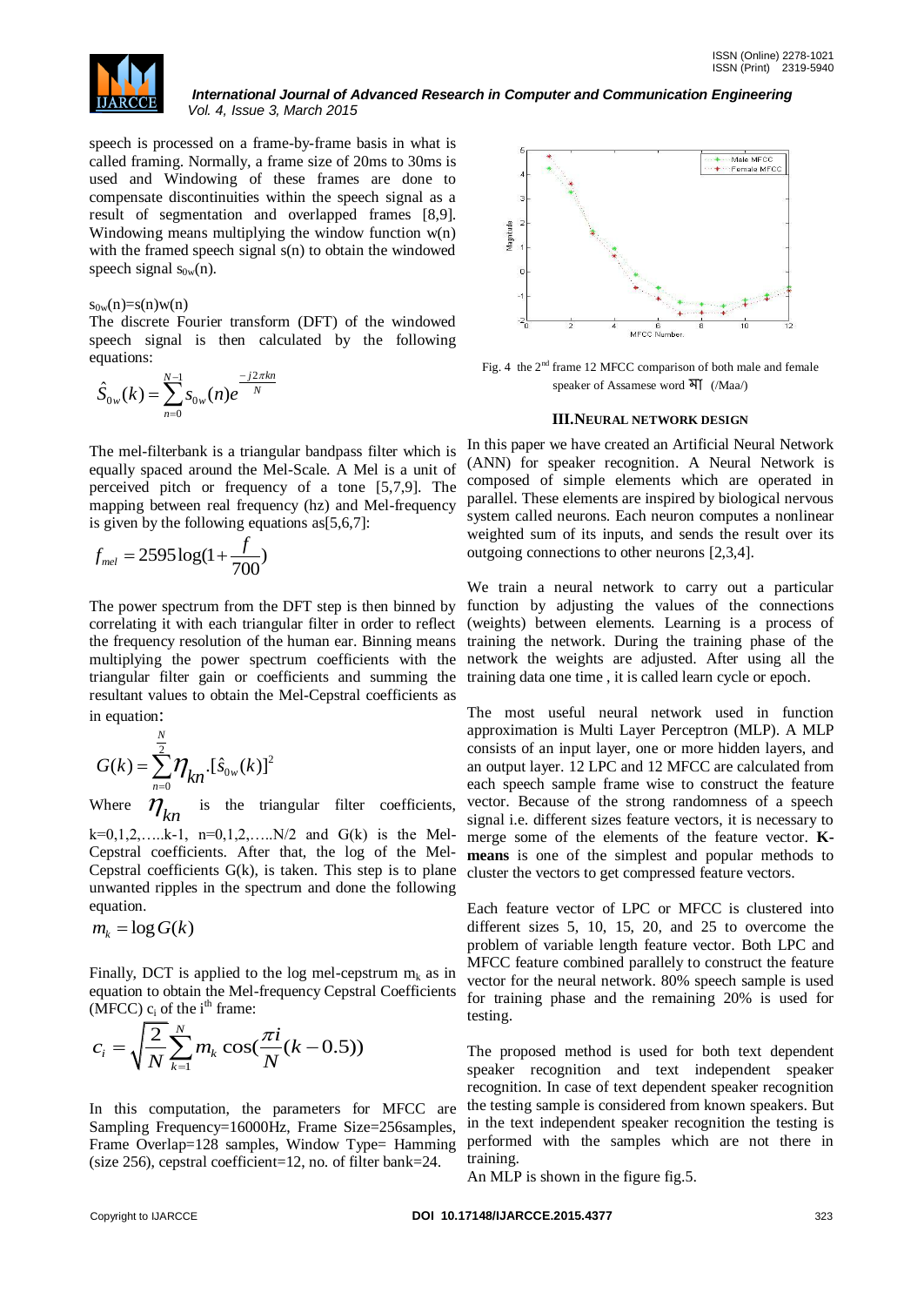speech is processed on a frame-by-frame basis in what is called framing. Normally, a frame size of 20ms to 30ms is used and Windowing of these frames are done to compensate discontinuities within the speech signal as a result of segmentation and overlapped frames [8,9]. Windowing means multiplying the window function w(n) with the framed speech signal s(n) to obtain the windowed speech signal $s_{0w}(n)$.

$s_{0w}(n)=s(n)w(n)$

The discrete Fourier transform (DFT) of the windowed speech signal is then calculated by the following equations:

$$\hat{S}_{0w}(k)=\sum_{n=0}^{N-1} s_{0w}(n)e^{\frac{-j2\pi kn}{N}}$$

The mel-filterbank is a triangular bandpass filter which is equally spaced around the Mel-Scale. A Mel is a unit of perceived pitch or frequency of a tone [5,7,9]. The mapping between real frequency (hz) and Mel-frequency is given by the following equations as[5,6,7]:

$$f_{mel}=2595\log(1+\frac{f}{700})$$

The power spectrum from the DFT step is then binned by correlating it with each triangular filter in order to reflect the frequency resolution of the human ear. Binning means multiplying the power spectrum coefficients with the triangular filter gain or coefficients and summing the resultant values to obtain the Mel-Cepstral coefficients as in equation:

$$G(k)=\sum_{n=0}^{\frac{N}{2}} \eta_{kn}.[\hat{s}_{0w}(k)]^2$$

Where $\eta_{kn}$ is the triangular filter coefficients, k=0,1,2,…..k-1, n=0,1,2,…..N/2 and G(k) is the Mel-Cepstral coefficients. After that, the log of the Mel-Cepstral coefficients G(k), is taken. This step is to plane unwanted ripples in the spectrum and done the following equation.

$$m_k=\log G(k)$$

Finally, DCT is applied to the log mel-cepstrum $m_k$ as in equation to obtain the Mel-frequency Cepstral Coefficients (MFCC) $c_i$ of the $i^{th}$ frame:

$$c_i=\sqrt{\frac{2}{N}}\sum_{k=1}^{N} m_k \cos(\frac{\pi i}{N}(k-0.5))$$

In this computation, the parameters for MFCC are Sampling Frequency=16000Hz, Frame Size=256samples, Frame Overlap=128 samples, Window Type= Hamming (size 256), cepstral coefficient=12, no. of filter bank=24.

Fig. 4 the 2nd frame 12 MFCC comparison of both male and female speaker of Assamese word মা (/Maa/)

## III. NEURAL NETWORK DESIGN

In this paper we have created an Artificial Neural Network (ANN) for speaker recognition. A Neural Network is composed of simple elements which are operated in parallel. These elements are inspired by biological nervous system called neurons. Each neuron computes a nonlinear weighted sum of its inputs, and sends the result over its outgoing connections to other neurons [2,3,4].

We train a neural network to carry out a particular function by adjusting the values of the connections (weights) between elements. Learning is a process of training the network. During the training phase of the network the weights are adjusted. After using all the training data one time , it is called learn cycle or epoch.

The most useful neural network used in function approximation is Multi Layer Perceptron (MLP). A MLP consists of an input layer, one or more hidden layers, and an output layer. 12 LPC and 12 MFCC are calculated from each speech sample frame wise to construct the feature vector. Because of the strong randomness of a speech signal i.e. different sizes feature vectors, it is necessary to merge some of the elements of the feature vector. **K-means** is one of the simplest and popular methods to cluster the vectors to get compressed feature vectors.

Each feature vector of LPC or MFCC is clustered into different sizes 5, 10, 15, 20, and 25 to overcome the problem of variable length feature vector. Both LPC and MFCC feature combined parallely to construct the feature vector for the neural network. 80% speech sample is used for training phase and the remaining 20% is used for testing.

The proposed method is used for both text dependent speaker recognition and text independent speaker recognition. In case of text dependent speaker recognition the testing sample is considered from known speakers. But in the text independent speaker recognition the testing is performed with the samples which are not there in training.

An MLP is shown in the figure fig.5.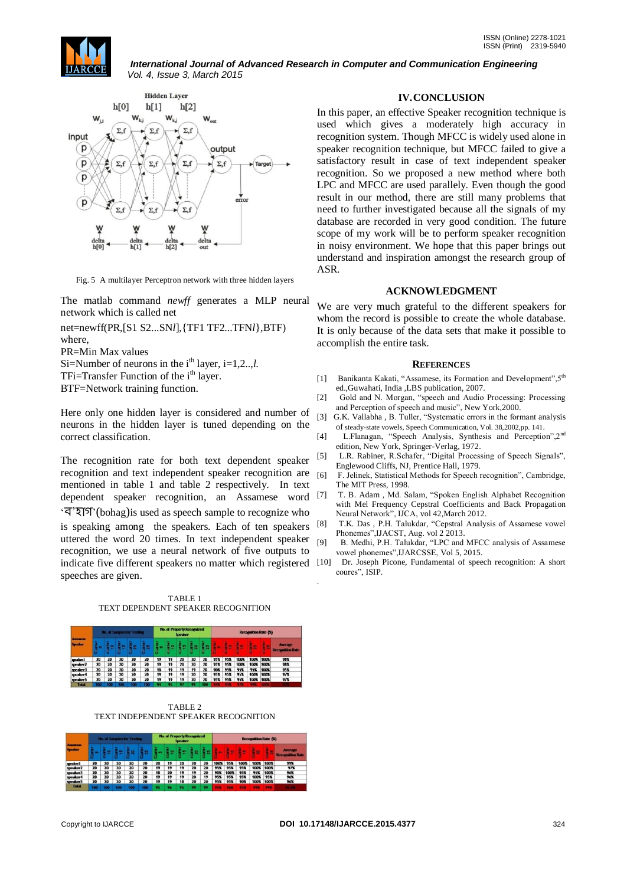Fig. 5 A multilayer Perceptron network with three hidden layers

The matlab command *newff* generates a MLP neural network which is called net

net=newff(PR,[S1 S2...SN*l*],{TF1 TF2...TFN*l*},BTF)

where,

PR=Min Max values

Si=Number of neurons in the i[th] layer, i=1,2..,*l*.

TFi=Transfer Function of the i[th] layer.

BTF=Network training function.

Here only one hidden layer is considered and number of neurons in the hidden layer is tuned depending on the correct classification.

The recognition rate for both text dependent speaker recognition and text independent speaker recognition are mentioned in table 1 and table 2 respectively. In text dependent speaker recognition, an Assamese word 'বʼহাগ'(bohag)is used as speech sample to recognize who is speaking among the speakers. Each of ten speakers uttered the word 20 times. In text independent speaker recognition, we use a neural network of five outputs to indicate five different speakers no matter which registered speeches are given.

TABLE 1
TEXT DEPENDENT SPEAKER RECOGNITION

| Assamese Speaker | No. of Samples for Testing | | | | | No. of Properly Recognized Speaker | | | | | Recognition Rate (%) | | | | | Average Recognition Rate |
|---|---|---|---|---|---|---|---|---|---|---|---|---|---|---|---|---|
| | Cluster 5 | Cluster 10 | Cluster 15 | Cluster 20 | Cluster 25 | Cluster 5 | Cluster 10 | Cluster 15 | Cluster 20 | Cluster 25 | Cluster 5 | Cluster 10 | Cluster 15 | Cluster 20 | Cluster 25 | |
| speaker1 | 20 | 20 | 20 | 20 | 20 | 19 | 19 | 20 | 20 | 20 | 95% | 95% | 100% | 100% | 100% | 98% |
| speaker2 | 20 | 20 | 20 | 20 | 20 | 19 | 19 | 20 | 20 | 20 | 95% | 95% | 100% | 100% | 100% | 98% |
| speaker3 | 20 | 20 | 20 | 20 | 20 | 18 | 19 | 19 | 19 | 20 | 90% | 95% | 95% | 95% | 100% | 95% |
| speaker4 | 20 | 20 | 20 | 20 | 20 | 19 | 19 | 19 | 20 | 20 | 95% | 95% | 95% | 100% | 100% | 97% |
| speaker5 | 20 | 20 | 20 | 20 | 20 | 19 | 19 | 19 | 20 | 20 | 95% | 95% | 95% | 100% | 100% | 97% |
| Total | 100 | 100 | 100 | 100 | 100 | 94 | 95 | 97 | 99 | 100 | 94% | 95% | 97% | 99% | 100% | 97% |

TABLE 2
TEXT INDEPENDENT SPEAKER RECOGNITION

| Assamese Speaker | No. of Samples for Testing | | | | | No. of Properly Recognized Speaker | | | | | Recognition Rate (%) | | | | | Average Recognition Rate |
|---|---|---|---|---|---|---|---|---|---|---|---|---|---|---|---|---|
| | Cluster 5 | Cluster 10 | Cluster 15 | Cluster 20 | Cluster 25 | Cluster 5 | Cluster 10 | Cluster 15 | Cluster 20 | Cluster 25 | Cluster 5 | Cluster 10 | Cluster 15 | Cluster 20 | Cluster 25 | |
| speaker1 | 20 | 20 | 20 | 20 | 20 | 20 | 19 | 20 | 20 | 20 | 100% | 95% | 100% | 100% | 100% | 99% |
| speaker2 | 20 | 20 | 20 | 20 | 20 | 19 | 19 | 19 | 20 | 20 | 95% | 95% | 95% | 100% | 100% | 97% |
| speaker3 | 20 | 20 | 20 | 20 | 20 | 18 | 20 | 19 | 19 | 20 | 90% | 100% | 95% | 95% | 100% | 96% |
| speaker4 | 20 | 20 | 20 | 20 | 20 | 19 | 19 | 19 | 20 | 19 | 95% | 95% | 95% | 100% | 95% | 96% |
| speaker5 | 20 | 20 | 20 | 20 | 20 | 19 | 19 | 18 | 20 | 20 | 95% | 95% | 90% | 100% | 100% | 96% |
| Total | 100 | 100 | 100 | 100 | 100 | 95 | 96 | 95 | 99 | 99 | 95% | 96% | 95% | 99% | 99% | 96.8% |

## IV. CONCLUSION

In this paper, an effective Speaker recognition technique is used which gives a moderately high accuracy in recognition system. Though MFCC is widely used alone in speaker recognition technique, but MFCC failed to give a satisfactory result in case of text independent speaker recognition. So we proposed a new method where both LPC and MFCC are used parallely. Even though the good result in our method, there are still many problems that need to further investigated because all the signals of my database are recorded in very good condition. The future scope of my work will be to perform speaker recognition in noisy environment. We hope that this paper brings out understand and inspiration amongst the research group of ASR.

## ACKNOWLEDGMENT

We are very much grateful to the different speakers for whom the record is possible to create the whole database. It is only because of the data sets that make it possible to accomplish the entire task.

## REFERENCES

[1] Banikanta Kakati, "Assamese, its Formation and Development",5[th] ed.,Guwahati, India ,LBS publication, 2007.

[2] Gold and N. Morgan, "speech and Audio Processing: Processing and Perception of speech and music", New York,2000.

[3] G.K. Vallabha , B. Tuller, "Systematic errors in the formant analysis of steady-state vowels, Speech Communication, Vol. 38,2002,pp. 141.

[4] L.Flanagan, "Speech Analysis, Synthesis and Perception",2[nd] edition, New York, Springer-Verlag, 1972.

[5] L.R. Rabiner, R.Schafer, "Digital Processing of Speech Signals", Englewood Cliffs, NJ, Prentice Hall, 1979.

[6] F. Jelinek, Statistical Methods for Speech recognition", Cambridge, The MIT Press, 1998.

[7] T. B. Adam , Md. Salam, "Spoken English Alphabet Recognition with Mel Frequency Cepstral Coefficients and Back Propagation Neural Network", IJCA, vol 42,March 2012.

[8] T.K. Das , P.H. Talukdar, "Cepstral Analysis of Assamese vowel Phonemes",IJACST, Aug. vol 2 2013.

[9] B. Medhi, P.H. Talukdar, "LPC and MFCC analysis of Assamese vowel phonemes",IJARCSSE, Vol 5, 2015.

[10] Dr. Joseph Picone, Fundamental of speech recognition: A short coures", ISIP.